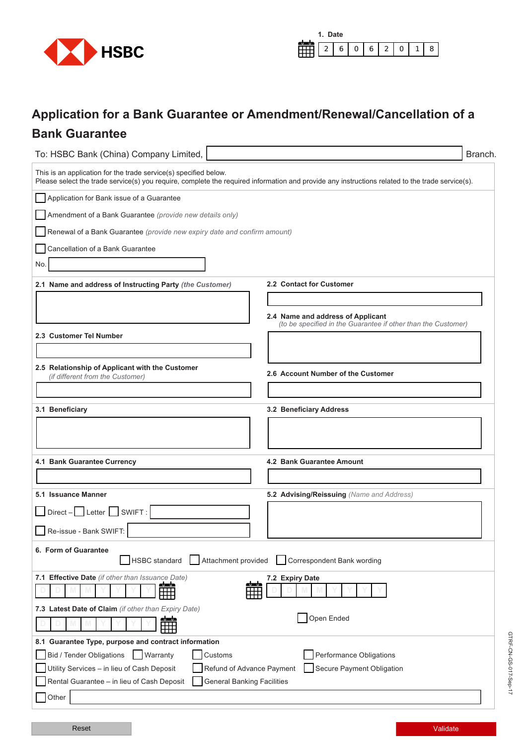**1. Date**

| 2 | 6 | 0 | 6 | 2 | 0 | 1 | 8 |
|---|---|---|---|---|---|---|---|

# Application for a Bank Guarantee or Amendment/Renewal/Cancellation of a Bank Guarantee

To: HSBC Bank (China) Company Limited, ______________________ Branch.

This is an application for the trade service(s) specified below.
Please select the trade service(s) you require, complete the required information and provide any instructions related to the trade service(s).

- ☐ Application for Bank issue of a Guarantee
- ☐ Amendment of a Bank Guarantee *(provide new details only)*
- ☐ Renewal of a Bank Guarantee *(provide new expiry date and confirm amount)*
- ☐ Cancellation of a Bank Guarantee

No. ______________________

**2.1 Name and address of Instructing Party** *(the Customer)*

**2.2 Contact for Customer**

**2.3 Customer Tel Number**

**2.4 Name and address of Applicant**
*(to be specified in the Guarantee if other than the Customer)*

**2.5 Relationship of Applicant with the Customer**
*(if different from the Customer)*

**2.6 Account Number of the Customer**

**3.1 Beneficiary**

**3.2 Beneficiary Address**

**4.1 Bank Guarantee Currency**

**4.2 Bank Guarantee Amount**

**5.1 Issuance Manner**

☐ Direct – ☐ Letter ☐ SWIFT : ______________________

☐ Re-issue - Bank SWIFT: ______________________

**5.2 Advising/Reissuing** *(Name and Address)*

**6. Form of Guarantee**

☐ HSBC standard ☐ Attachment provided ☐ Correspondent Bank wording

**7.1 Effective Date** *(if other than Issuance Date)*

| D | D | M | M | Y | Y | Y | Y |
|---|---|---|---|---|---|---|---|

**7.2 Expiry Date**

| D | D | M | M | Y | Y | Y | Y |
|---|---|---|---|---|---|---|---|

**7.3 Latest Date of Claim** *(if other than Expiry Date)*

| D | D | M | M | Y | Y | Y | Y |
|---|---|---|---|---|---|---|---|

☐ Open Ended

**8.1 Guarantee Type, purpose and contract information**

- ☐ Bid / Tender Obligations
- ☐ Warranty
- ☐ Customs
- ☐ Performance Obligations
- ☐ Utility Services – in lieu of Cash Deposit
- ☐ Refund of Advance Payment
- ☐ Secure Payment Obligation
- ☐ Rental Guarantee – in lieu of Cash Deposit
- ☐ General Banking Facilities
- ☐ Other ______________________

Reset | Validate

GTRF-CN-GS-017-Sep-17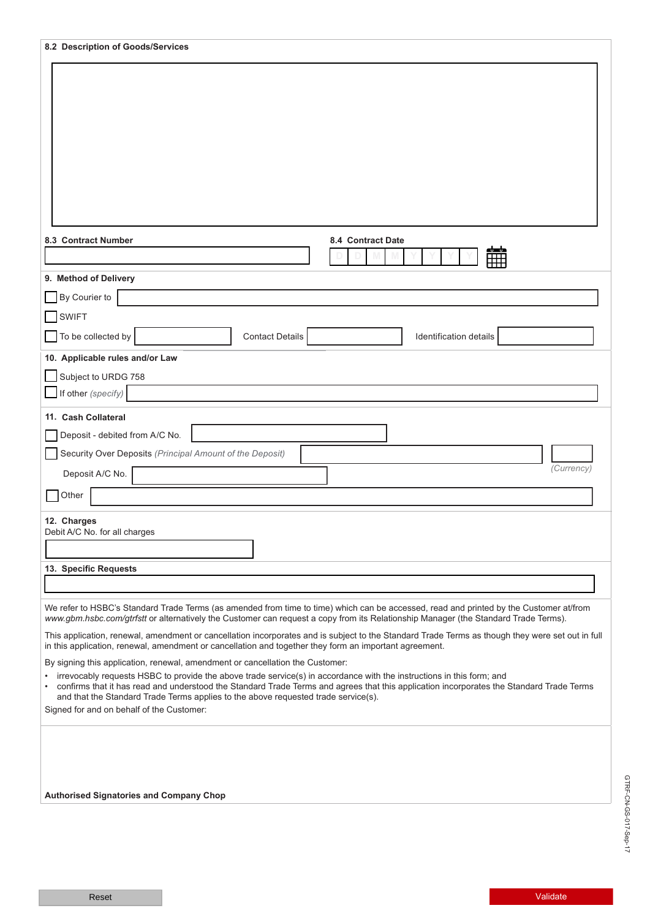**8.2 Description of Goods/Services**

**8.3 Contract Number**

**8.4 Contract Date**

D D M M Y Y Y Y

**9. Method of Delivery**

☐ By Courier to

☐ SWIFT

☐ To be collected by  Contact Details  Identification details

**10. Applicable rules and/or Law**

☐ Subject to URDG 758

☐ If other *(specify)*

**11. Cash Collateral**

☐ Deposit - debited from A/C No.

☐ Security Over Deposits *(Principal Amount of the Deposit)*  *(Currency)*

Deposit A/C No.

☐ Other

**12. Charges**

Debit A/C No. for all charges

**13. Specific Requests**

We refer to HSBC's Standard Trade Terms (as amended from time to time) which can be accessed, read and printed by the Customer at/from *www.gbm.hsbc.com/gtrfstt* or alternatively the Customer can request a copy from its Relationship Manager (the Standard Trade Terms).

This application, renewal, amendment or cancellation incorporates and is subject to the Standard Trade Terms as though they were set out in full in this application, renewal, amendment or cancellation and together they form an important agreement.

By signing this application, renewal, amendment or cancellation the Customer:

- irrevocably requests HSBC to provide the above trade service(s) in accordance with the instructions in this form; and
- confirms that it has read and understood the Standard Trade Terms and agrees that this application incorporates the Standard Trade Terms and that the Standard Trade Terms applies to the above requested trade service(s).

Signed for and on behalf of the Customer:

**Authorised Signatories and Company Chop**

GTRF-CN-GS-017-Sep-17

Reset

Validate